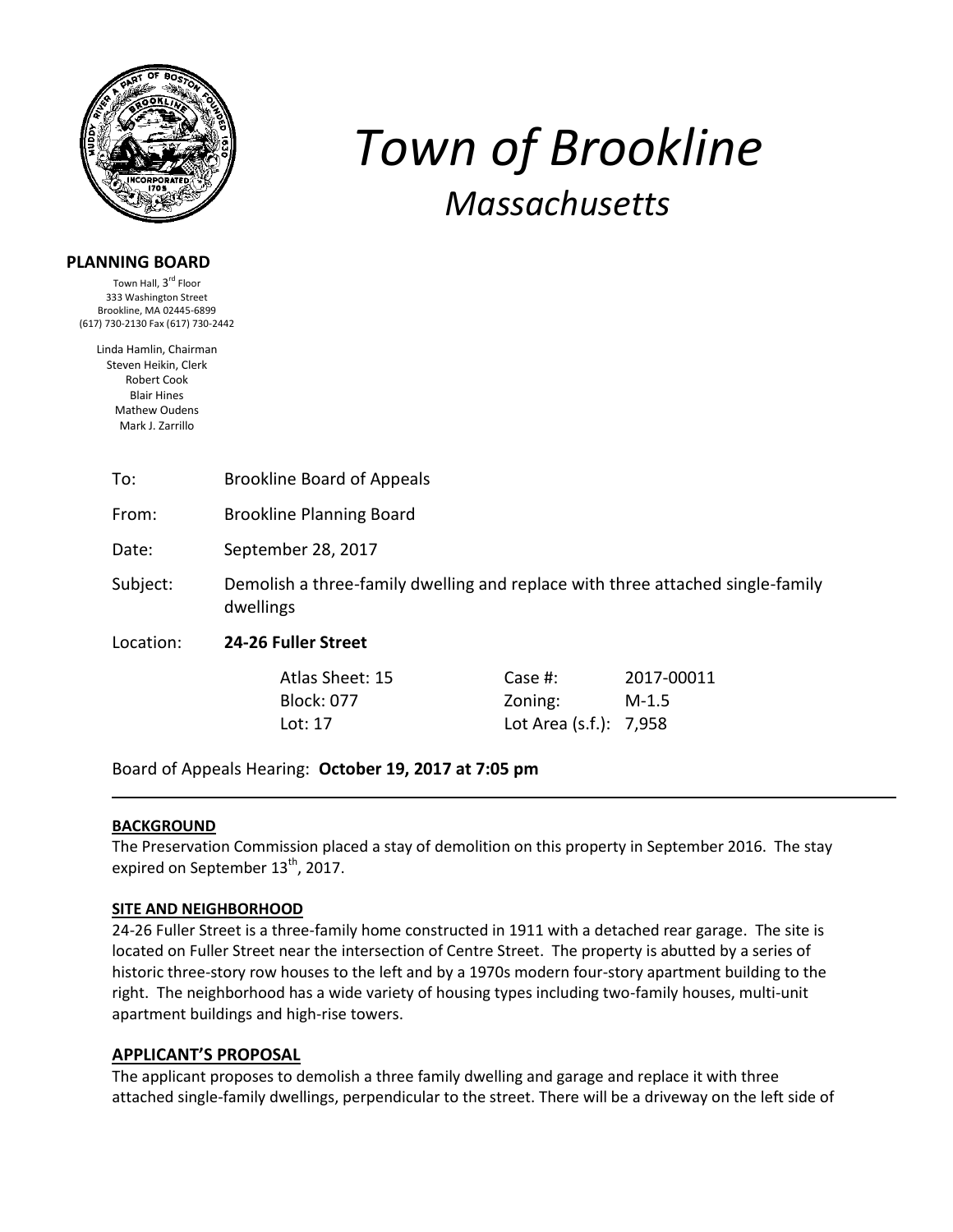# *Town of Brookline*

## *Massachusetts*

**PLANNING BOARD**

Town Hall, 3rd Floor
333 Washington Street
Brookline, MA 02445-6899
(617) 730-2130 Fax (617) 730-2442

Linda Hamlin, Chairman
Steven Heikin, Clerk
Robert Cook
Blair Hines
Mathew Oudens
Mark J. Zarrillo

| | |
|---|---|
| To: | Brookline Board of Appeals |
| From: | Brookline Planning Board |
| Date: | September 28, 2017 |
| Subject: | Demolish a three-family dwelling and replace with three attached single-family dwellings |
| Location: | **24-26 Fuller Street** |

| | | | |
|---|---|---|---|
| Atlas Sheet: 15 | Case #: | 2017-00011 |
| Block: 077 | Zoning: | M-1.5 |
| Lot: 17 | Lot Area (s.f.): | 7,958 |

Board of Appeals Hearing: **October 19, 2017 at 7:05 pm**

---

**BACKGROUND**

The Preservation Commission placed a stay of demolition on this property in September 2016. The stay expired on September 13th, 2017.

**SITE AND NEIGHBORHOOD**

24-26 Fuller Street is a three-family home constructed in 1911 with a detached rear garage. The site is located on Fuller Street near the intersection of Centre Street. The property is abutted by a series of historic three-story row houses to the left and by a 1970s modern four-story apartment building to the right. The neighborhood has a wide variety of housing types including two-family houses, multi-unit apartment buildings and high-rise towers.

**APPLICANT'S PROPOSAL**

The applicant proposes to demolish a three family dwelling and garage and replace it with three attached single-family dwellings, perpendicular to the street. There will be a driveway on the left side of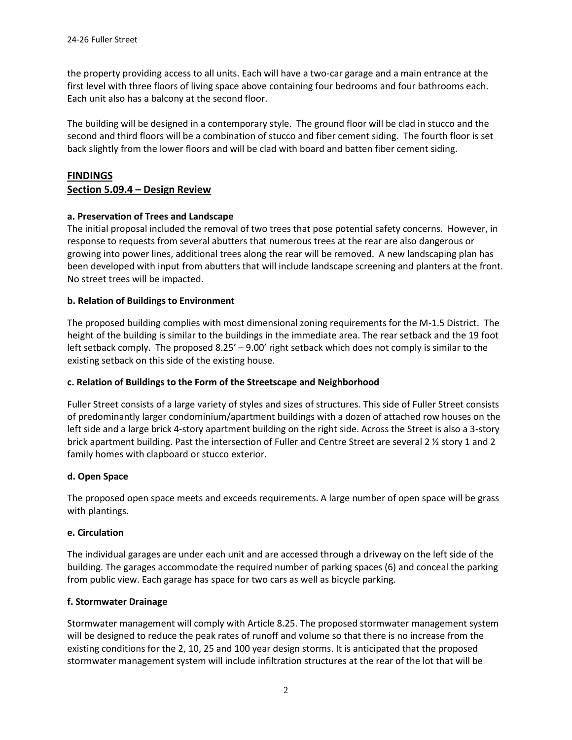the property providing access to all units. Each will have a two-car garage and a main entrance at the first level with three floors of living space above containing four bedrooms and four bathrooms each. Each unit also has a balcony at the second floor.

The building will be designed in a contemporary style. The ground floor will be clad in stucco and the second and third floors will be a combination of stucco and fiber cement siding. The fourth floor is set back slightly from the lower floors and will be clad with board and batten fiber cement siding.

## FINDINGS

## Section 5.09.4 – Design Review

**a. Preservation of Trees and Landscape**

The initial proposal included the removal of two trees that pose potential safety concerns. However, in response to requests from several abutters that numerous trees at the rear are also dangerous or growing into power lines, additional trees along the rear will be removed. A new landscaping plan has been developed with input from abutters that will include landscape screening and planters at the front. No street trees will be impacted.

**b. Relation of Buildings to Environment**

The proposed building complies with most dimensional zoning requirements for the M-1.5 District. The height of the building is similar to the buildings in the immediate area. The rear setback and the 19 foot left setback comply. The proposed 8.25' – 9.00' right setback which does not comply is similar to the existing setback on this side of the existing house.

**c. Relation of Buildings to the Form of the Streetscape and Neighborhood**

Fuller Street consists of a large variety of styles and sizes of structures. This side of Fuller Street consists of predominantly larger condominium/apartment buildings with a dozen of attached row houses on the left side and a large brick 4-story apartment building on the right side. Across the Street is also a 3-story brick apartment building. Past the intersection of Fuller and Centre Street are several 2 ½ story 1 and 2 family homes with clapboard or stucco exterior.

**d. Open Space**

The proposed open space meets and exceeds requirements. A large number of open space will be grass with plantings.

**e. Circulation**

The individual garages are under each unit and are accessed through a driveway on the left side of the building. The garages accommodate the required number of parking spaces (6) and conceal the parking from public view. Each garage has space for two cars as well as bicycle parking.

**f. Stormwater Drainage**

Stormwater management will comply with Article 8.25. The proposed stormwater management system will be designed to reduce the peak rates of runoff and volume so that there is no increase from the existing conditions for the 2, 10, 25 and 100 year design storms. It is anticipated that the proposed stormwater management system will include infiltration structures at the rear of the lot that will be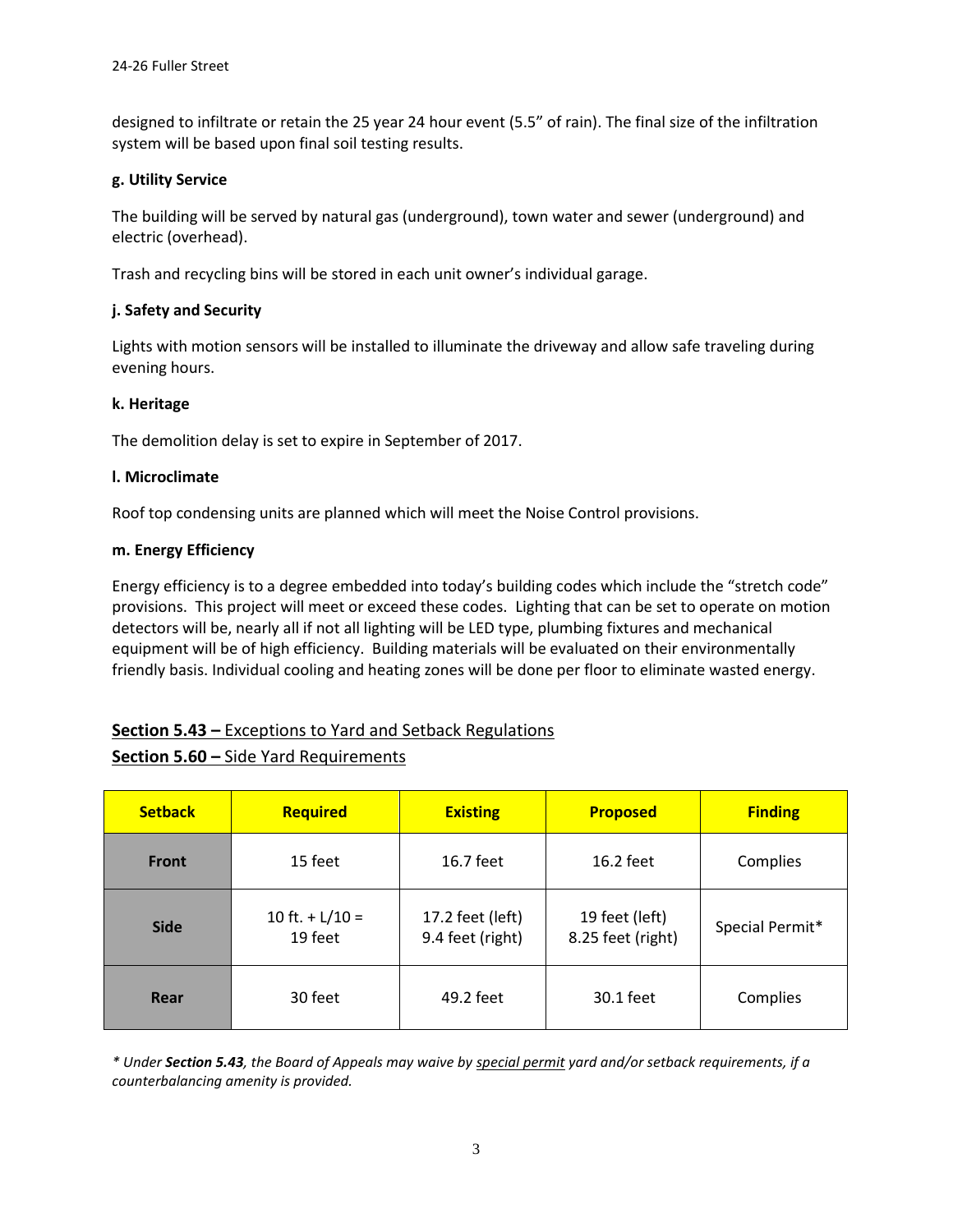designed to infiltrate or retain the 25 year 24 hour event (5.5" of rain). The final size of the infiltration system will be based upon final soil testing results.

**g. Utility Service**

The building will be served by natural gas (underground), town water and sewer (underground) and electric (overhead).

Trash and recycling bins will be stored in each unit owner's individual garage.

**j. Safety and Security**

Lights with motion sensors will be installed to illuminate the driveway and allow safe traveling during evening hours.

**k. Heritage**

The demolition delay is set to expire in September of 2017.

**l. Microclimate**

Roof top condensing units are planned which will meet the Noise Control provisions.

**m. Energy Efficiency**

Energy efficiency is to a degree embedded into today's building codes which include the "stretch code" provisions. This project will meet or exceed these codes. Lighting that can be set to operate on motion detectors will be, nearly all if not all lighting will be LED type, plumbing fixtures and mechanical equipment will be of high efficiency. Building materials will be evaluated on their environmentally friendly basis. Individual cooling and heating zones will be done per floor to eliminate wasted energy.

**Section 5.43 –** Exceptions to Yard and Setback Regulations

**Section 5.60 –** Side Yard Requirements

| Setback | Required | Existing | Proposed | Finding |
|---|---|---|---|---|
| **Front** | 15 feet | 16.7 feet | 16.2 feet | Complies |
| **Side** | 10 ft. + L/10 = 19 feet | 17.2 feet (left) 9.4 feet (right) | 19 feet (left) 8.25 feet (right) | Special Permit* |
| **Rear** | 30 feet | 49.2 feet | 30.1 feet | Complies |

*\* Under **Section 5.43**, the Board of Appeals may waive by special permit yard and/or setback requirements, if a counterbalancing amenity is provided.*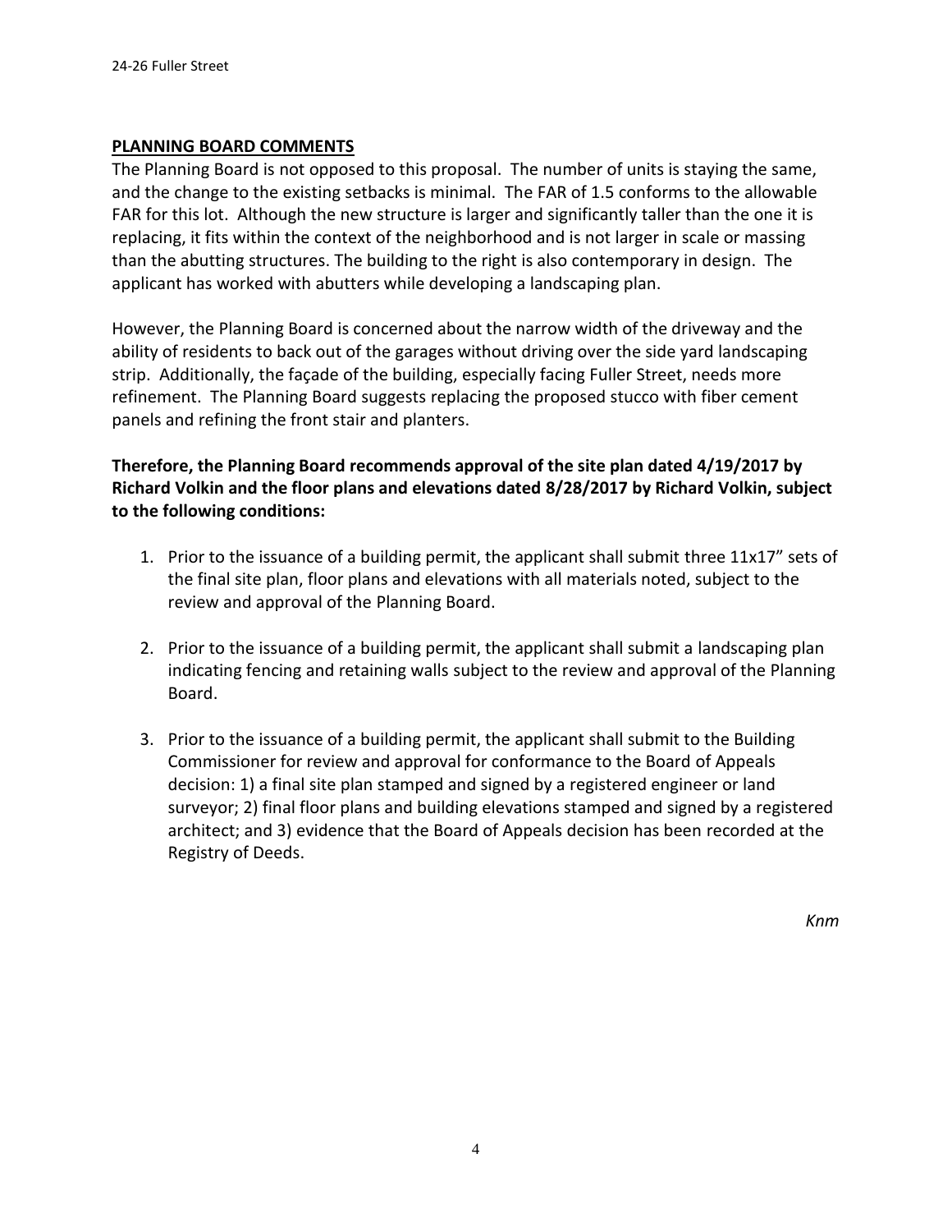## PLANNING BOARD COMMENTS

The Planning Board is not opposed to this proposal. The number of units is staying the same, and the change to the existing setbacks is minimal. The FAR of 1.5 conforms to the allowable FAR for this lot. Although the new structure is larger and significantly taller than the one it is replacing, it fits within the context of the neighborhood and is not larger in scale or massing than the abutting structures. The building to the right is also contemporary in design. The applicant has worked with abutters while developing a landscaping plan.

However, the Planning Board is concerned about the narrow width of the driveway and the ability of residents to back out of the garages without driving over the side yard landscaping strip. Additionally, the façade of the building, especially facing Fuller Street, needs more refinement. The Planning Board suggests replacing the proposed stucco with fiber cement panels and refining the front stair and planters.

**Therefore, the Planning Board recommends approval of the site plan dated 4/19/2017 by Richard Volkin and the floor plans and elevations dated 8/28/2017 by Richard Volkin, subject to the following conditions:**

1. Prior to the issuance of a building permit, the applicant shall submit three 11x17" sets of the final site plan, floor plans and elevations with all materials noted, subject to the review and approval of the Planning Board.

2. Prior to the issuance of a building permit, the applicant shall submit a landscaping plan indicating fencing and retaining walls subject to the review and approval of the Planning Board.

3. Prior to the issuance of a building permit, the applicant shall submit to the Building Commissioner for review and approval for conformance to the Board of Appeals decision: 1) a final site plan stamped and signed by a registered engineer or land surveyor; 2) final floor plans and building elevations stamped and signed by a registered architect; and 3) evidence that the Board of Appeals decision has been recorded at the Registry of Deeds.

*Knm*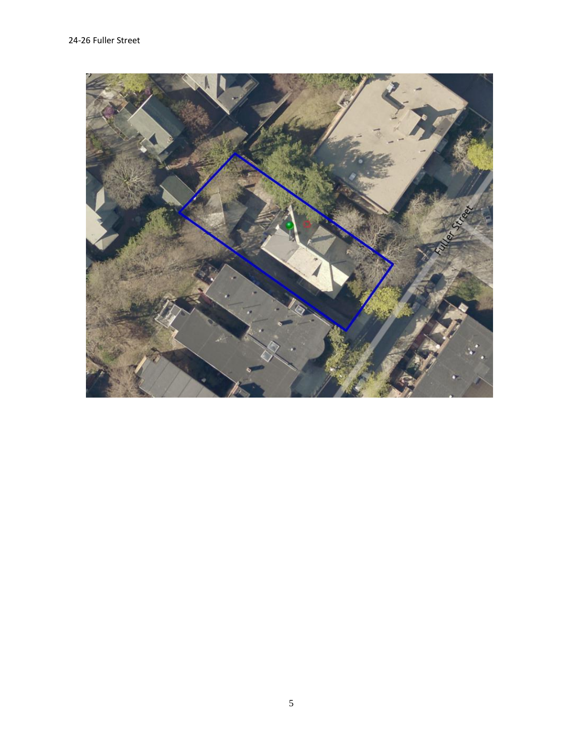24-26 Fuller Street